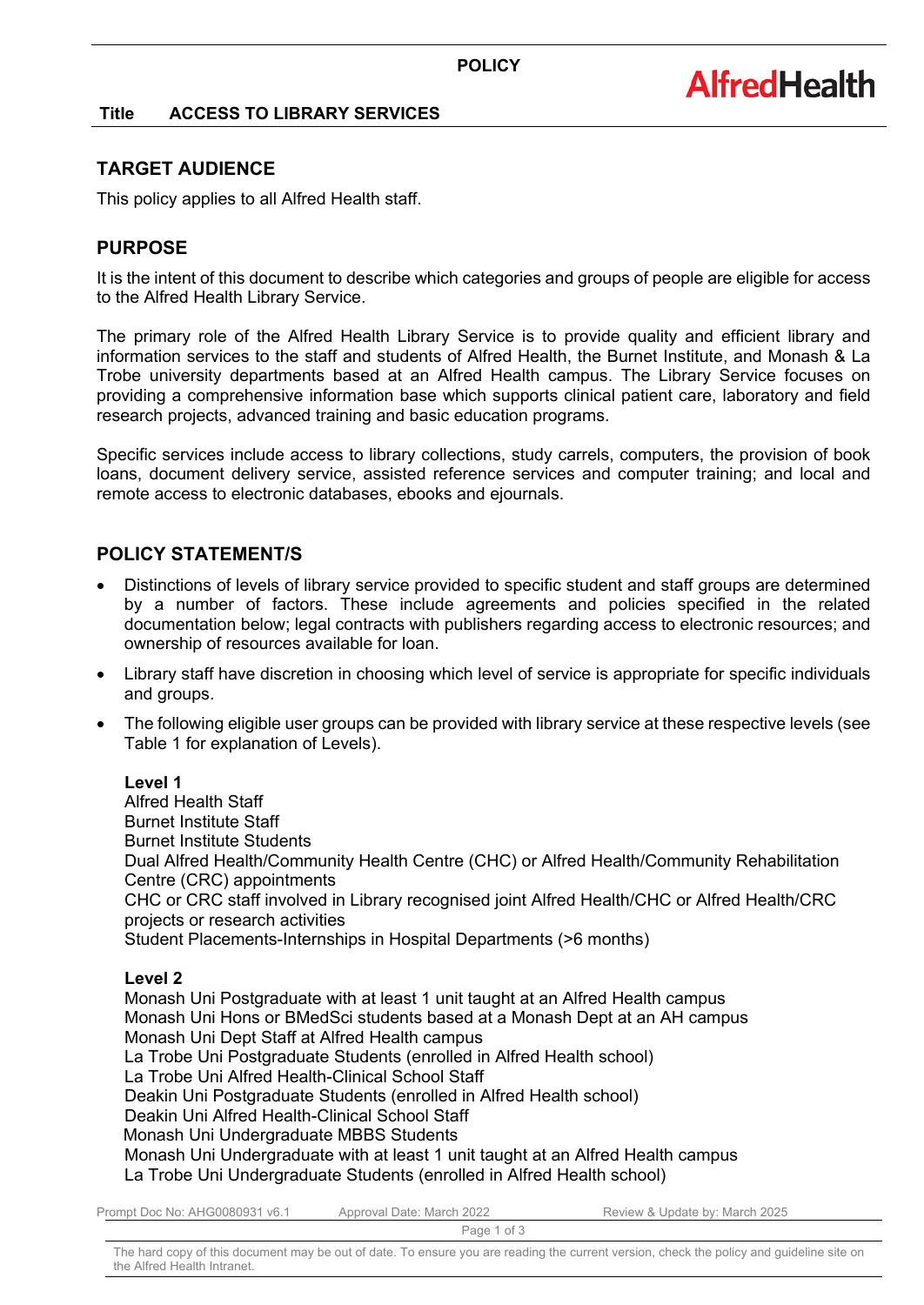POLICY

**Title ACCESS TO LIBRARY SERVICES**

## TARGET AUDIENCE

This policy applies to all Alfred Health staff.

## PURPOSE

It is the intent of this document to describe which categories and groups of people are eligible for access to the Alfred Health Library Service.

The primary role of the Alfred Health Library Service is to provide quality and efficient library and information services to the staff and students of Alfred Health, the Burnet Institute, and Monash & La Trobe university departments based at an Alfred Health campus. The Library Service focuses on providing a comprehensive information base which supports clinical patient care, laboratory and field research projects, advanced training and basic education programs.

Specific services include access to library collections, study carrels, computers, the provision of book loans, document delivery service, assisted reference services and computer training; and local and remote access to electronic databases, ebooks and ejournals.

## POLICY STATEMENT/S

- Distinctions of levels of library service provided to specific student and staff groups are determined by a number of factors. These include agreements and policies specified in the related documentation below; legal contracts with publishers regarding access to electronic resources; and ownership of resources available for loan.
- Library staff have discretion in choosing which level of service is appropriate for specific individuals and groups.
- The following eligible user groups can be provided with library service at these respective levels (see Table 1 for explanation of Levels).

  **Level 1**
  Alfred Health Staff
  Burnet Institute Staff
  Burnet Institute Students
  Dual Alfred Health/Community Health Centre (CHC) or Alfred Health/Community Rehabilitation Centre (CRC) appointments
  CHC or CRC staff involved in Library recognised joint Alfred Health/CHC or Alfred Health/CRC projects or research activities
  Student Placements-Internships in Hospital Departments (>6 months)

  **Level 2**
  Monash Uni Postgraduate with at least 1 unit taught at an Alfred Health campus
  Monash Uni Hons or BMedSci students based at a Monash Dept at an AH campus
  Monash Uni Dept Staff at Alfred Health campus
  La Trobe Uni Postgraduate Students (enrolled in Alfred Health school)
  La Trobe Uni Alfred Health-Clinical School Staff
  Deakin Uni Postgraduate Students (enrolled in Alfred Health school)
  Deakin Uni Alfred Health-Clinical School Staff
  Monash Uni Undergraduate MBBS Students
  Monash Uni Undergraduate with at least 1 unit taught at an Alfred Health campus
  La Trobe Uni Undergraduate Students (enrolled in Alfred Health school)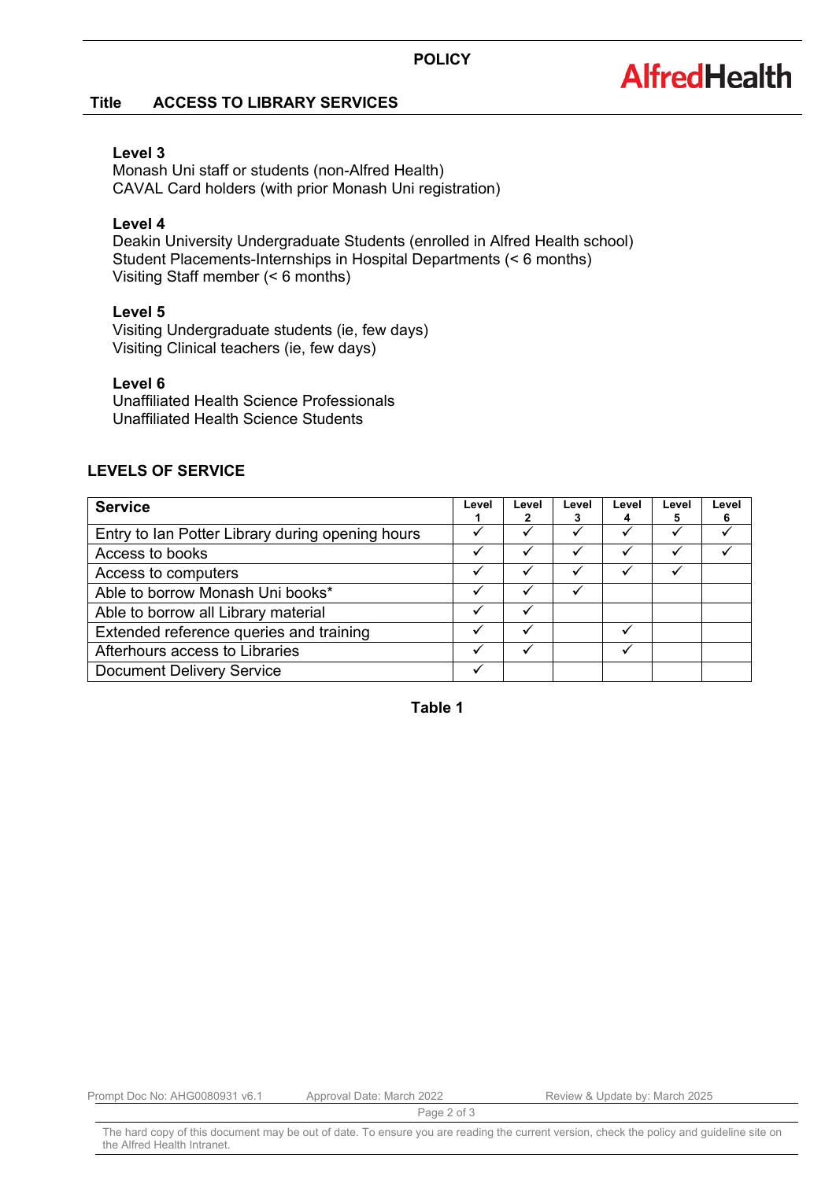**Level 3**
Monash Uni staff or students (non-Alfred Health)
CAVAL Card holders (with prior Monash Uni registration)

**Level 4**
Deakin University Undergraduate Students (enrolled in Alfred Health school)
Student Placements-Internships in Hospital Departments (< 6 months)
Visiting Staff member (< 6 months)

**Level 5**
Visiting Undergraduate students (ie, few days)
Visiting Clinical teachers (ie, few days)

**Level 6**
Unaffiliated Health Science Professionals
Unaffiliated Health Science Students

## LEVELS OF SERVICE

| Service | Level 1 | Level 2 | Level 3 | Level 4 | Level 5 | Level 6 |
|---|---|---|---|---|---|---|
| Entry to Ian Potter Library during opening hours | ✓ | ✓ | ✓ | ✓ | ✓ | ✓ |
| Access to books | ✓ | ✓ | ✓ | ✓ | ✓ | ✓ |
| Access to computers | ✓ | ✓ | ✓ | ✓ | ✓ | |
| Able to borrow Monash Uni books* | ✓ | ✓ | ✓ | | | |
| Able to borrow all Library material | ✓ | ✓ | | | | |
| Extended reference queries and training | ✓ | ✓ | | ✓ | | |
| Afterhours access to Libraries | ✓ | ✓ | | ✓ | | |
| Document Delivery Service | ✓ | | | | | |

**Table 1**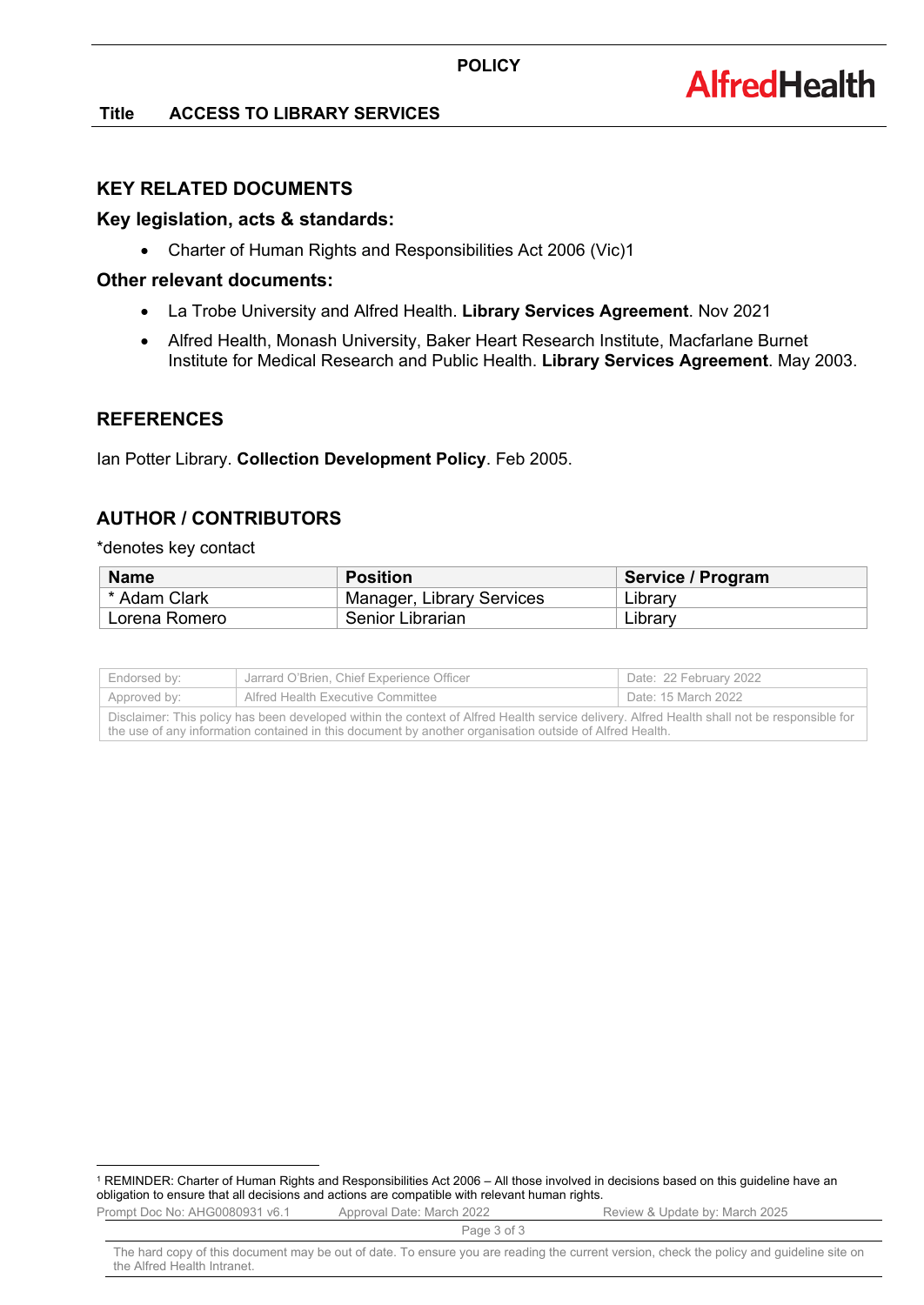## KEY RELATED DOCUMENTS

### Key legislation, acts & standards:

- Charter of Human Rights and Responsibilities Act 2006 (Vic)[1]

### Other relevant documents:

- La Trobe University and Alfred Health. **Library Services Agreement**. Nov 2021
- Alfred Health, Monash University, Baker Heart Research Institute, Macfarlane Burnet Institute for Medical Research and Public Health. **Library Services Agreement**. May 2003.

## REFERENCES

Ian Potter Library. **Collection Development Policy**. Feb 2005.

## AUTHOR / CONTRIBUTORS

*denotes key contact

| Name | Position | Service / Program |
|---|---|---|
| * Adam Clark | Manager, Library Services | Library |
| Lorena Romero | Senior Librarian | Library |

| | | |
|---|---|---|
| Endorsed by: | Jarrard O'Brien, Chief Experience Officer | Date: 22 February 2022 |
| Approved by: | Alfred Health Executive Committee | Date: 15 March 2022 |
| Disclaimer: This policy has been developed within the context of Alfred Health service delivery. Alfred Health shall not be responsible for the use of any information contained in this document by another organisation outside of Alfred Health. | | |

[1] REMINDER: Charter of Human Rights and Responsibilities Act 2006 – All those involved in decisions based on this guideline have an obligation to ensure that all decisions and actions are compatible with relevant human rights.